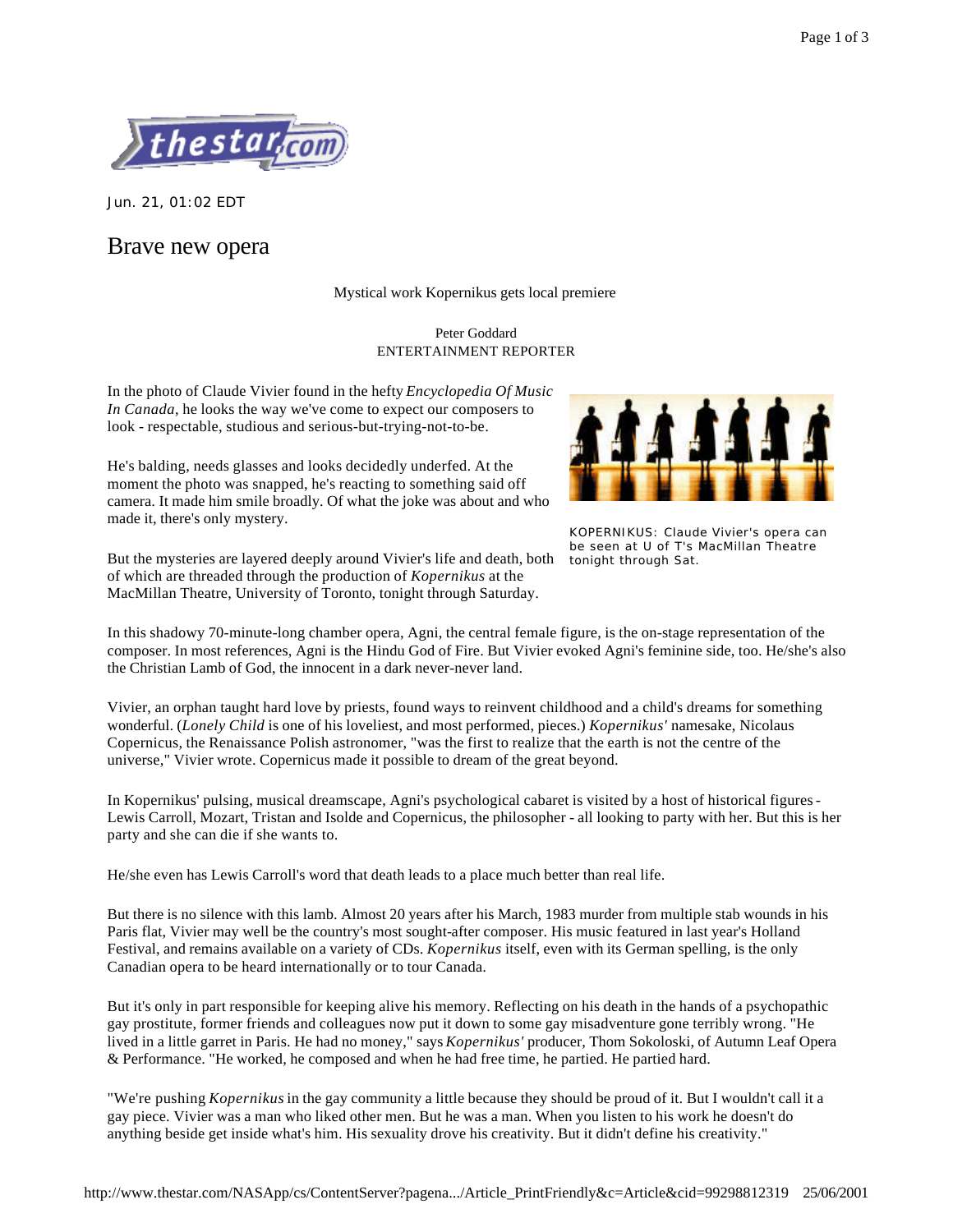Jun. 21, 01:02 EDT

# Brave new opera

Mystical work Kopernikus gets local premiere

Peter Goddard
ENTERTAINMENT REPORTER

In the photo of Claude Vivier found in the hefty *Encyclopedia Of Music In Canada*, he looks the way we've come to expect our composers to look - respectable, studious and serious-but-trying-not-to-be.

He's balding, needs glasses and looks decidedly underfed. At the moment the photo was snapped, he's reacting to something said off camera. It made him smile broadly. Of what the joke was about and who made it, there's only mystery.

KOPERNIKUS: Claude Vivier's opera can be seen at U of T's MacMillan Theatre tonight through Sat.

But the mysteries are layered deeply around Vivier's life and death, both of which are threaded through the production of *Kopernikus* at the MacMillan Theatre, University of Toronto, tonight through Saturday.

In this shadowy 70-minute-long chamber opera, Agni, the central female figure, is the on-stage representation of the composer. In most references, Agni is the Hindu God of Fire. But Vivier evoked Agni's feminine side, too. He/she's also the Christian Lamb of God, the innocent in a dark never-never land.

Vivier, an orphan taught hard love by priests, found ways to reinvent childhood and a child's dreams for something wonderful. (*Lonely Child* is one of his loveliest, and most performed, pieces.) *Kopernikus'* namesake, Nicolaus Copernicus, the Renaissance Polish astronomer, "was the first to realize that the earth is not the centre of the universe," Vivier wrote. Copernicus made it possible to dream of the great beyond.

In Kopernikus' pulsing, musical dreamscape, Agni's psychological cabaret is visited by a host of historical figures - Lewis Carroll, Mozart, Tristan and Isolde and Copernicus, the philosopher - all looking to party with her. But this is her party and she can die if she wants to.

He/she even has Lewis Carroll's word that death leads to a place much better than real life.

But there is no silence with this lamb. Almost 20 years after his March, 1983 murder from multiple stab wounds in his Paris flat, Vivier may well be the country's most sought-after composer. His music featured in last year's Holland Festival, and remains available on a variety of CDs. *Kopernikus* itself, even with its German spelling, is the only Canadian opera to be heard internationally or to tour Canada.

But it's only in part responsible for keeping alive his memory. Reflecting on his death in the hands of a psychopathic gay prostitute, former friends and colleagues now put it down to some gay misadventure gone terribly wrong. "He lived in a little garret in Paris. He had no money," says *Kopernikus'* producer, Thom Sokoloski, of Autumn Leaf Opera & Performance. "He worked, he composed and when he had free time, he partied. He partied hard.

"We're pushing *Kopernikus* in the gay community a little because they should be proud of it. But I wouldn't call it a gay piece. Vivier was a man who liked other men. But he was a man. When you listen to his work he doesn't do anything beside get inside what's him. His sexuality drove his creativity. But it didn't define his creativity."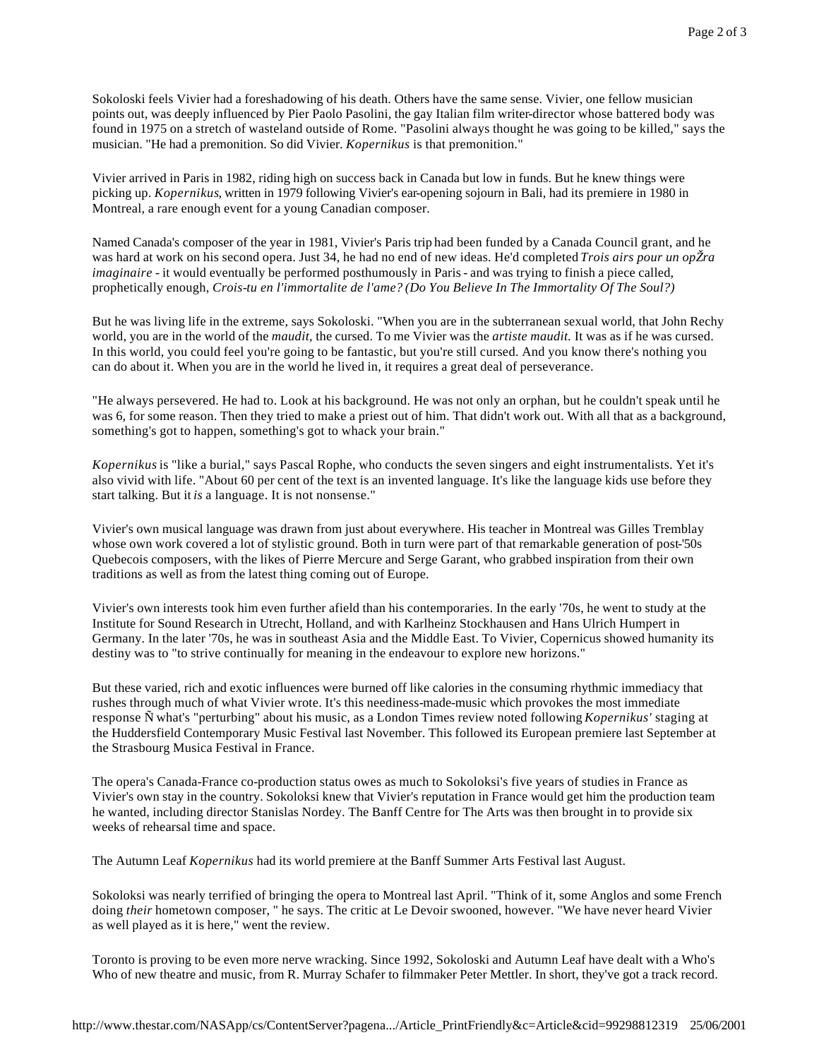Sokoloski feels Vivier had a foreshadowing of his death. Others have the same sense. Vivier, one fellow musician points out, was deeply influenced by Pier Paolo Pasolini, the gay Italian film writer-director whose battered body was found in 1975 on a stretch of wasteland outside of Rome. "Pasolini always thought he was going to be killed," says the musician. "He had a premonition. So did Vivier. *Kopernikus* is that premonition."

Vivier arrived in Paris in 1982, riding high on success back in Canada but low in funds. But he knew things were picking up. *Kopernikus*, written in 1979 following Vivier's ear-opening sojourn in Bali, had its premiere in 1980 in Montreal, a rare enough event for a young Canadian composer.

Named Canada's composer of the year in 1981, Vivier's Paris trip had been funded by a Canada Council grant, and he was hard at work on his second opera. Just 34, he had no end of new ideas. He'd completed *Trois airs pour un opŽra imaginaire* - it would eventually be performed posthumously in Paris - and was trying to finish a piece called, prophetically enough, *Crois-tu en l'immortalite de l'ame? (Do You Believe In The Immortality Of The Soul?)*

But he was living life in the extreme, says Sokoloski. "When you are in the subterranean sexual world, that John Rechy world, you are in the world of the *maudit*, the cursed. To me Vivier was the *artiste maudit*. It was as if he was cursed. In this world, you could feel you're going to be fantastic, but you're still cursed. And you know there's nothing you can do about it. When you are in the world he lived in, it requires a great deal of perseverance.

"He always persevered. He had to. Look at his background. He was not only an orphan, but he couldn't speak until he was 6, for some reason. Then they tried to make a priest out of him. That didn't work out. With all that as a background, something's got to happen, something's got to whack your brain."

*Kopernikus* is "like a burial," says Pascal Rophe, who conducts the seven singers and eight instrumentalists. Yet it's also vivid with life. "About 60 per cent of the text is an invented language. It's like the language kids use before they start talking. But it *is* a language. It is not nonsense."

Vivier's own musical language was drawn from just about everywhere. His teacher in Montreal was Gilles Tremblay whose own work covered a lot of stylistic ground. Both in turn were part of that remarkable generation of post-'50s Quebecois composers, with the likes of Pierre Mercure and Serge Garant, who grabbed inspiration from their own traditions as well as from the latest thing coming out of Europe.

Vivier's own interests took him even further afield than his contemporaries. In the early '70s, he went to study at the Institute for Sound Research in Utrecht, Holland, and with Karlheinz Stockhausen and Hans Ulrich Humpert in Germany. In the later '70s, he was in southeast Asia and the Middle East. To Vivier, Copernicus showed humanity its destiny was to "to strive continually for meaning in the endeavour to explore new horizons."

But these varied, rich and exotic influences were burned off like calories in the consuming rhythmic immediacy that rushes through much of what Vivier wrote. It's this neediness-made-music which provokes the most immediate response Ñ what's "perturbing" about his music, as a London Times review noted following *Kopernikus'* staging at the Huddersfield Contemporary Music Festival last November. This followed its European premiere last September at the Strasbourg Musica Festival in France.

The opera's Canada-France co-production status owes as much to Sokoloksi's five years of studies in France as Vivier's own stay in the country. Sokoloksi knew that Vivier's reputation in France would get him the production team he wanted, including director Stanislas Nordey. The Banff Centre for The Arts was then brought in to provide six weeks of rehearsal time and space.

The Autumn Leaf *Kopernikus* had its world premiere at the Banff Summer Arts Festival last August.

Sokoloksi was nearly terrified of bringing the opera to Montreal last April. "Think of it, some Anglos and some French doing *their* hometown composer, " he says. The critic at Le Devoir swooned, however. "We have never heard Vivier as well played as it is here," went the review.

Toronto is proving to be even more nerve wracking. Since 1992, Sokoloski and Autumn Leaf have dealt with a Who's Who of new theatre and music, from R. Murray Schafer to filmmaker Peter Mettler. In short, they've got a track record.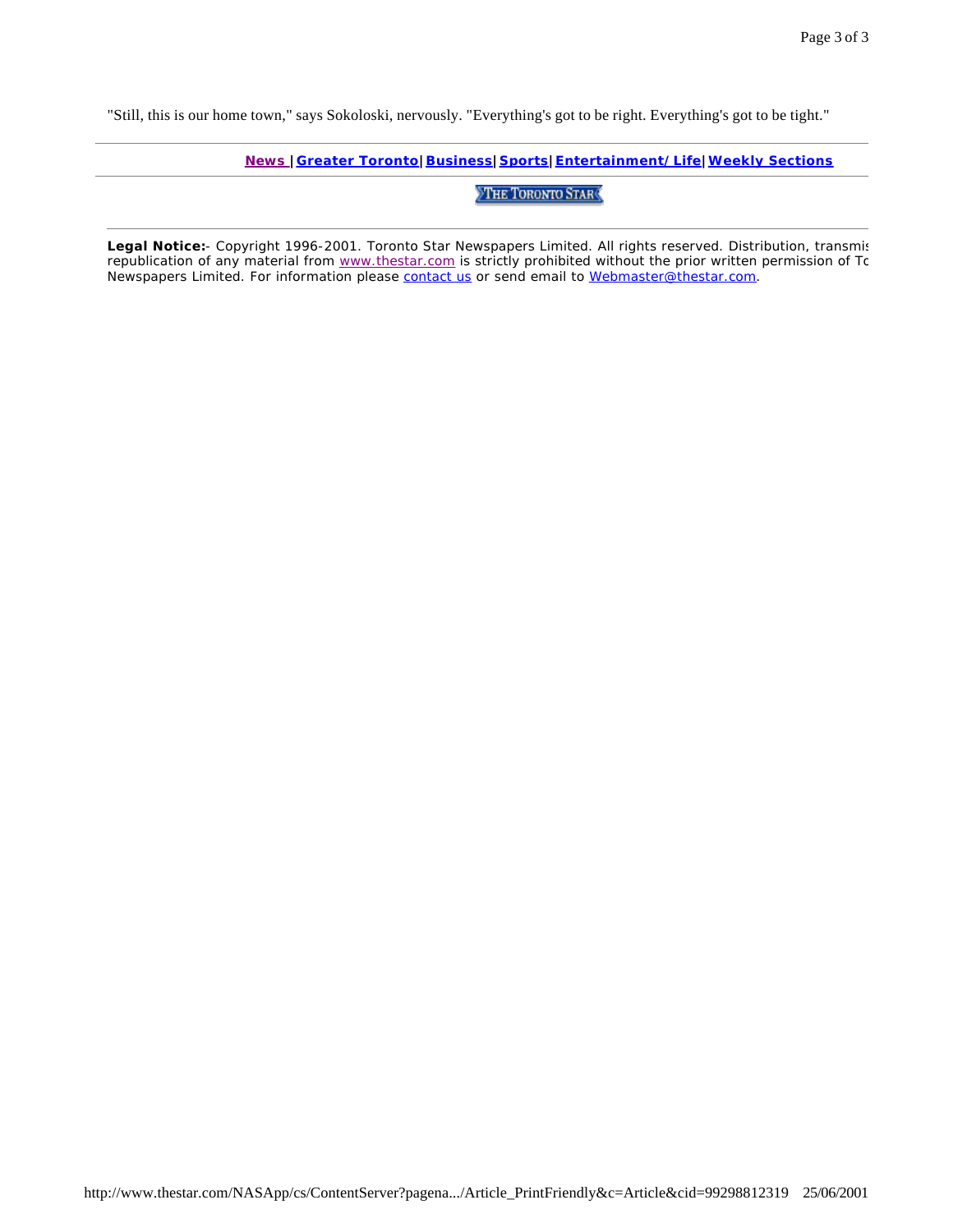"Still, this is our home town," says Sokoloski, nervously. "Everything's got to be right. Everything's got to be tight."

---

**News | Greater Toronto | Business | Sports | Entertainment/Life | Weekly Sections**

---

THE TORONTO STAR

---

**Legal Notice:**- Copyright 1996-2001. Toronto Star Newspapers Limited. All rights reserved. Distribution, transmis republication of any material from www.thestar.com is strictly prohibited without the prior written permission of To Newspapers Limited. For information please contact us or send email to Webmaster@thestar.com.